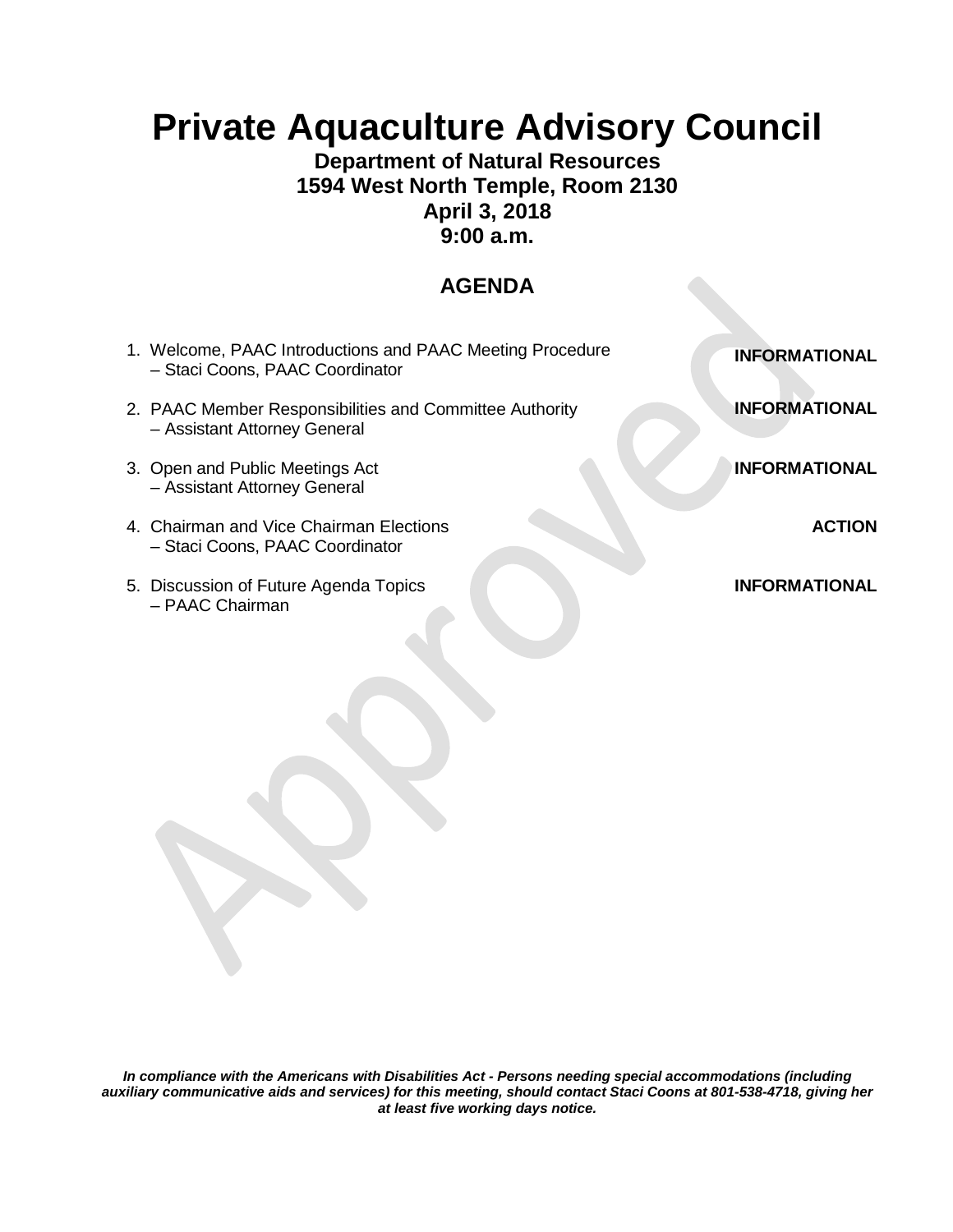# Private Aquaculture Advisory Council

**Department of Natural Resources**
**1594 West North Temple, Room 2130**
**April 3, 2018**
**9:00 a.m.**

## AGENDA

1. Welcome, PAAC Introductions and PAAC Meeting Procedure – Staci Coons, PAAC Coordinator — **INFORMATIONAL**

2. PAAC Member Responsibilities and Committee Authority – Assistant Attorney General — **INFORMATIONAL**

3. Open and Public Meetings Act – Assistant Attorney General — **INFORMATIONAL**

4. Chairman and Vice Chairman Elections – Staci Coons, PAAC Coordinator — **ACTION**

5. Discussion of Future Agenda Topics – PAAC Chairman — **INFORMATIONAL**

***In compliance with the Americans with Disabilities Act - Persons needing special accommodations (including auxiliary communicative aids and services) for this meeting, should contact Staci Coons at 801-538-4718, giving her at least five working days notice.***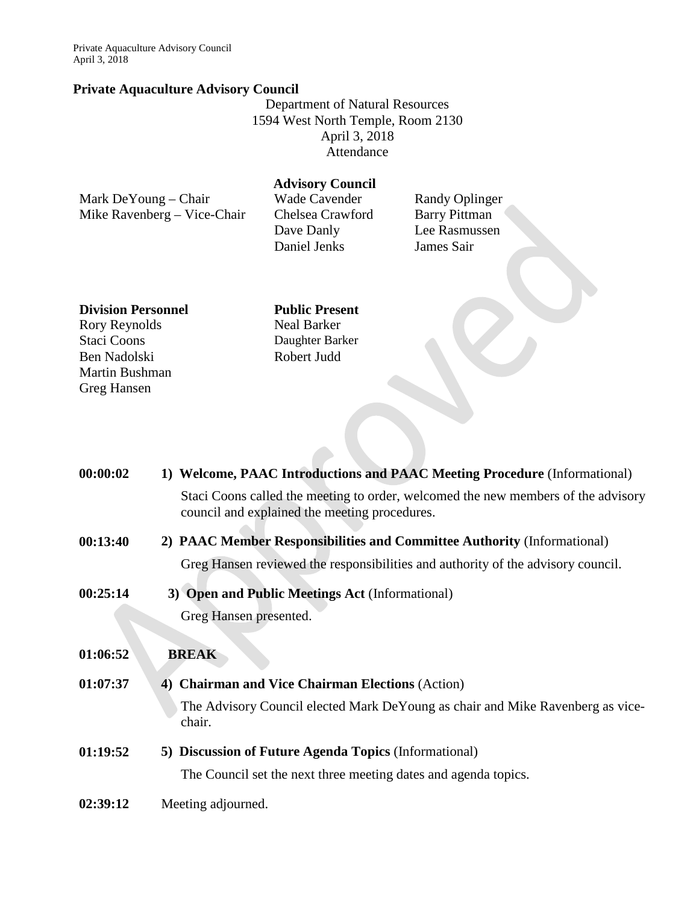**Private Aquaculture Advisory Council**

Department of Natural Resources
1594 West North Temple, Room 2130
April 3, 2018
Attendance

**Advisory Council**

Mark DeYoung – Chair
Mike Ravenberg – Vice-Chair

Wade Cavender
Chelsea Crawford
Dave Danly
Daniel Jenks

Randy Oplinger
Barry Pittman
Lee Rasmussen
James Sair

**Division Personnel**

Rory Reynolds
Staci Coons
Ben Nadolski
Martin Bushman
Greg Hansen

**Public Present**

Neal Barker
Daughter Barker
Robert Judd

**00:00:02** **1) Welcome, PAAC Introductions and PAAC Meeting Procedure** (Informational)

Staci Coons called the meeting to order, welcomed the new members of the advisory council and explained the meeting procedures.

**00:13:40** **2) PAAC Member Responsibilities and Committee Authority** (Informational)

Greg Hansen reviewed the responsibilities and authority of the advisory council.

**00:25:14** **3) Open and Public Meetings Act** (Informational)

Greg Hansen presented.

**01:06:52** **BREAK**

**01:07:37** **4) Chairman and Vice Chairman Elections** (Action)

The Advisory Council elected Mark DeYoung as chair and Mike Ravenberg as vice-chair.

**01:19:52** **5) Discussion of Future Agenda Topics** (Informational)

The Council set the next three meeting dates and agenda topics.

**02:39:12** Meeting adjourned.